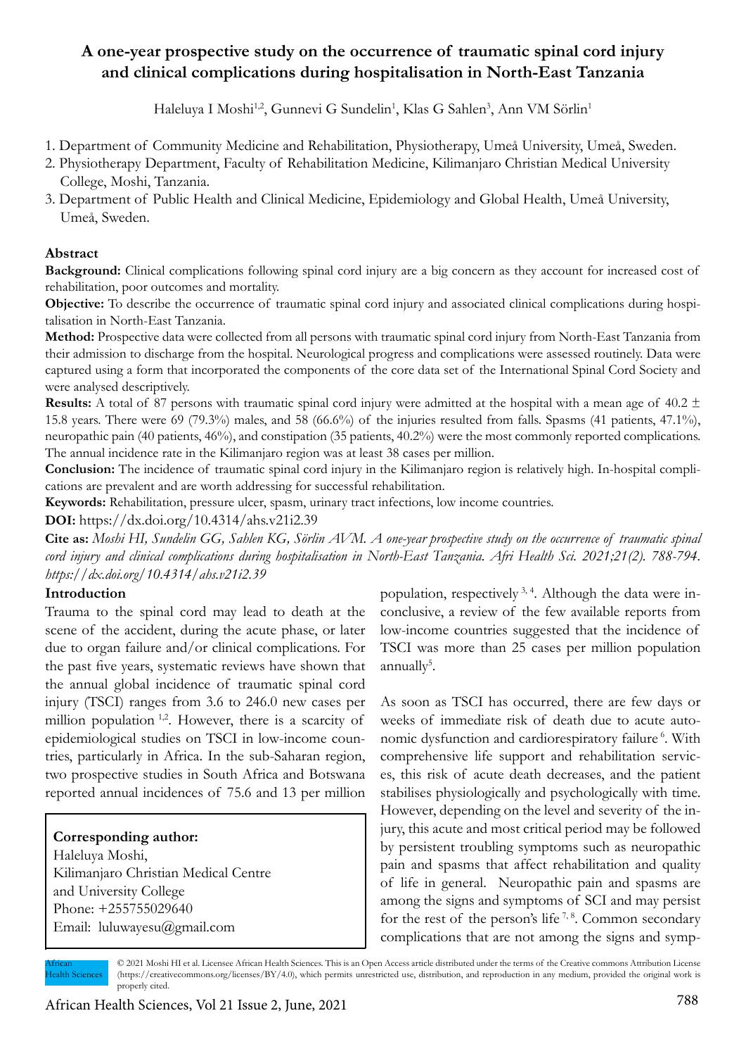# A one-year prospective study on the occurrence of traumatic spinal cord injury and clinical complications during hospitalisation in North-East Tanzania

Haleluya I Moshi[1,2], Gunnevi G Sundelin[1], Klas G Sahlen[3], Ann VM Sörlin[1]

1. Department of Community Medicine and Rehabilitation, Physiotherapy, Umeå University, Umeå, Sweden.
2. Physiotherapy Department, Faculty of Rehabilitation Medicine, Kilimanjaro Christian Medical University College, Moshi, Tanzania.
3. Department of Public Health and Clinical Medicine, Epidemiology and Global Health, Umeå University, Umeå, Sweden.

## Abstract

**Background:** Clinical complications following spinal cord injury are a big concern as they account for increased cost of rehabilitation, poor outcomes and mortality.

**Objective:** To describe the occurrence of traumatic spinal cord injury and associated clinical complications during hospitalisation in North-East Tanzania.

**Method:** Prospective data were collected from all persons with traumatic spinal cord injury from North-East Tanzania from their admission to discharge from the hospital. Neurological progress and complications were assessed routinely. Data were captured using a form that incorporated the components of the core data set of the International Spinal Cord Society and were analysed descriptively.

**Results:** A total of 87 persons with traumatic spinal cord injury were admitted at the hospital with a mean age of 40.2 ± 15.8 years. There were 69 (79.3%) males, and 58 (66.6%) of the injuries resulted from falls. Spasms (41 patients, 47.1%), neuropathic pain (40 patients, 46%), and constipation (35 patients, 40.2%) were the most commonly reported complications. The annual incidence rate in the Kilimanjaro region was at least 38 cases per million.

**Conclusion:** The incidence of traumatic spinal cord injury in the Kilimanjaro region is relatively high. In-hospital complications are prevalent and are worth addressing for successful rehabilitation.

**Keywords:** Rehabilitation, pressure ulcer, spasm, urinary tract infections, low income countries.

**DOI:** https://dx.doi.org/10.4314/ahs.v21i2.39

**Cite as:** *Moshi HI, Sundelin GG, Sahlen KG, Sörlin AVM. A one-year prospective study on the occurrence of traumatic spinal cord injury and clinical complications during hospitalisation in North-East Tanzania. Afri Health Sci. 2021;21(2). 788-794. https://dx.doi.org/10.4314/ahs.v21i2.39*

## Introduction

Trauma to the spinal cord may lead to death at the scene of the accident, during the acute phase, or later due to organ failure and/or clinical complications. For the past five years, systematic reviews have shown that the annual global incidence of traumatic spinal cord injury (TSCI) ranges from 3.6 to 246.0 new cases per million population [1,2]. However, there is a scarcity of epidemiological studies on TSCI in low-income countries, particularly in Africa. In the sub-Saharan region, two prospective studies in South Africa and Botswana reported annual incidences of 75.6 and 13 per million population, respectively [3,4]. Although the data were inconclusive, a review of the few available reports from low-income countries suggested that the incidence of TSCI was more than 25 cases per million population annually[5].

As soon as TSCI has occurred, there are few days or weeks of immediate risk of death due to acute autonomic dysfunction and cardiorespiratory failure [6]. With comprehensive life support and rehabilitation services, this risk of acute death decreases, and the patient stabilises physiologically and psychologically with time. However, depending on the level and severity of the injury, this acute and most critical period may be followed by persistent troubling symptoms such as neuropathic pain and spasms that affect rehabilitation and quality of life in general. Neuropathic pain and spasms are among the signs and symptoms of SCI and may persist for the rest of the person's life [7,8]. Common secondary complications that are not among the signs and symp-

**Corresponding author:**
Haleluya Moshi,
Kilimanjaro Christian Medical Centre
and University College
Phone: +255755029640
Email: luluwayesu@gmail.com

African Health Sciences

© 2021 Moshi HI et al. Licensee African Health Sciences. This is an Open Access article distributed under the terms of the Creative commons Attribution License (https://creativecommons.org/licenses/BY/4.0), which permits unrestricted use, distribution, and reproduction in any medium, provided the original work is properly cited.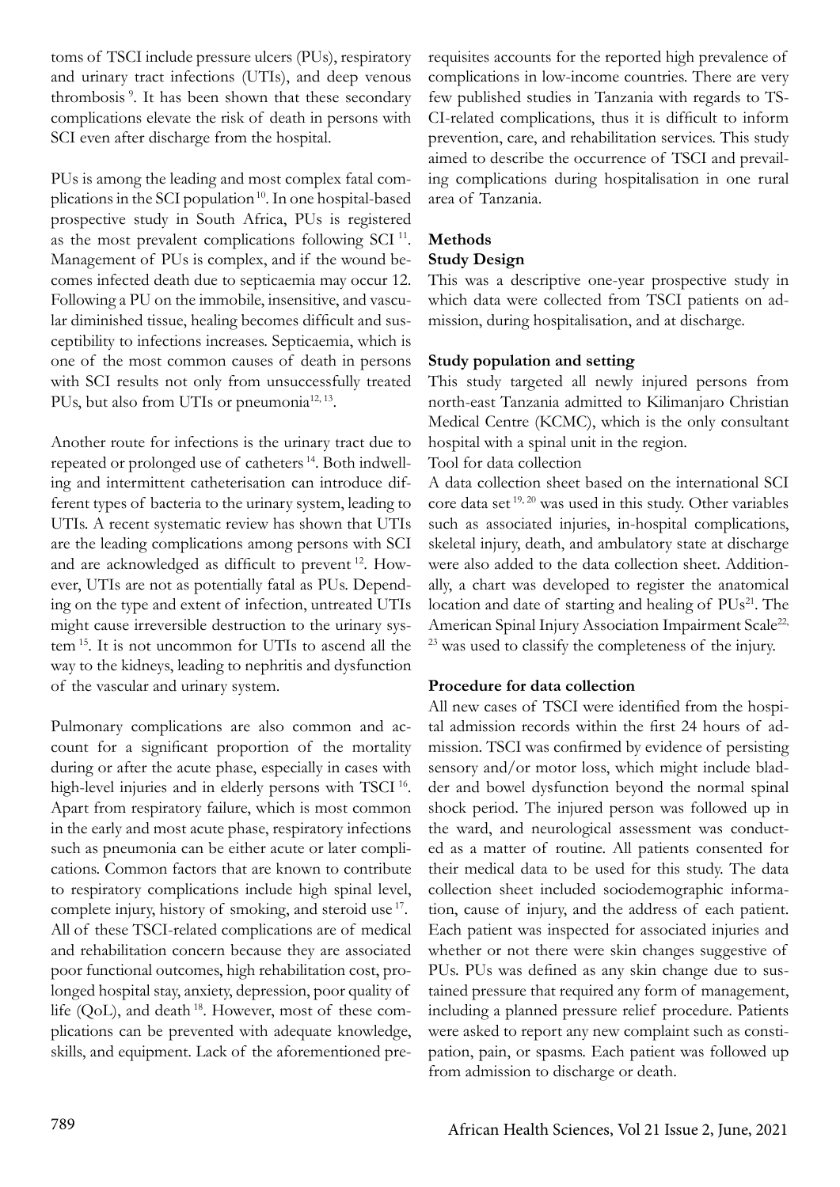toms of TSCI include pressure ulcers (PUs), respiratory and urinary tract infections (UTIs), and deep venous thrombosis [9]. It has been shown that these secondary complications elevate the risk of death in persons with SCI even after discharge from the hospital.

PUs is among the leading and most complex fatal complications in the SCI population [10]. In one hospital-based prospective study in South Africa, PUs is registered as the most prevalent complications following SCI [11]. Management of PUs is complex, and if the wound becomes infected death due to septicaemia may occur 12. Following a PU on the immobile, insensitive, and vascular diminished tissue, healing becomes difficult and susceptibility to infections increases. Septicaemia, which is one of the most common causes of death in persons with SCI results not only from unsuccessfully treated PUs, but also from UTIs or pneumonia[12, 13].

Another route for infections is the urinary tract due to repeated or prolonged use of catheters [14]. Both indwelling and intermittent catheterisation can introduce different types of bacteria to the urinary system, leading to UTIs. A recent systematic review has shown that UTIs are the leading complications among persons with SCI and are acknowledged as difficult to prevent [12]. However, UTIs are not as potentially fatal as PUs. Depending on the type and extent of infection, untreated UTIs might cause irreversible destruction to the urinary system [15]. It is not uncommon for UTIs to ascend all the way to the kidneys, leading to nephritis and dysfunction of the vascular and urinary system.

Pulmonary complications are also common and account for a significant proportion of the mortality during or after the acute phase, especially in cases with high-level injuries and in elderly persons with TSCI [16]. Apart from respiratory failure, which is most common in the early and most acute phase, respiratory infections such as pneumonia can be either acute or later complications. Common factors that are known to contribute to respiratory complications include high spinal level, complete injury, history of smoking, and steroid use [17].
All of these TSCI-related complications are of medical and rehabilitation concern because they are associated poor functional outcomes, high rehabilitation cost, prolonged hospital stay, anxiety, depression, poor quality of life (QoL), and death [18]. However, most of these complications can be prevented with adequate knowledge, skills, and equipment. Lack of the aforementioned prerequisites accounts for the reported high prevalence of complications in low-income countries. There are very few published studies in Tanzania with regards to TSCI-related complications, thus it is difficult to inform prevention, care, and rehabilitation services. This study aimed to describe the occurrence of TSCI and prevailing complications during hospitalisation in one rural area of Tanzania.

## Methods

### Study Design

This was a descriptive one-year prospective study in which data were collected from TSCI patients on admission, during hospitalisation, and at discharge.

### Study population and setting

This study targeted all newly injured persons from north-east Tanzania admitted to Kilimanjaro Christian Medical Centre (KCMC), which is the only consultant hospital with a spinal unit in the region.

Tool for data collection

A data collection sheet based on the international SCI core data set [19, 20] was used in this study. Other variables such as associated injuries, in-hospital complications, skeletal injury, death, and ambulatory state at discharge were also added to the data collection sheet. Additionally, a chart was developed to register the anatomical location and date of starting and healing of PUs[21]. The American Spinal Injury Association Impairment Scale[22, 23] was used to classify the completeness of the injury.

### Procedure for data collection

All new cases of TSCI were identified from the hospital admission records within the first 24 hours of admission. TSCI was confirmed by evidence of persisting sensory and/or motor loss, which might include bladder and bowel dysfunction beyond the normal spinal shock period. The injured person was followed up in the ward, and neurological assessment was conducted as a matter of routine. All patients consented for their medical data to be used for this study. The data collection sheet included sociodemographic information, cause of injury, and the address of each patient. Each patient was inspected for associated injuries and whether or not there were skin changes suggestive of PUs. PUs was defined as any skin change due to sustained pressure that required any form of management, including a planned pressure relief procedure. Patients were asked to report any new complaint such as constipation, pain, or spasms. Each patient was followed up from admission to discharge or death.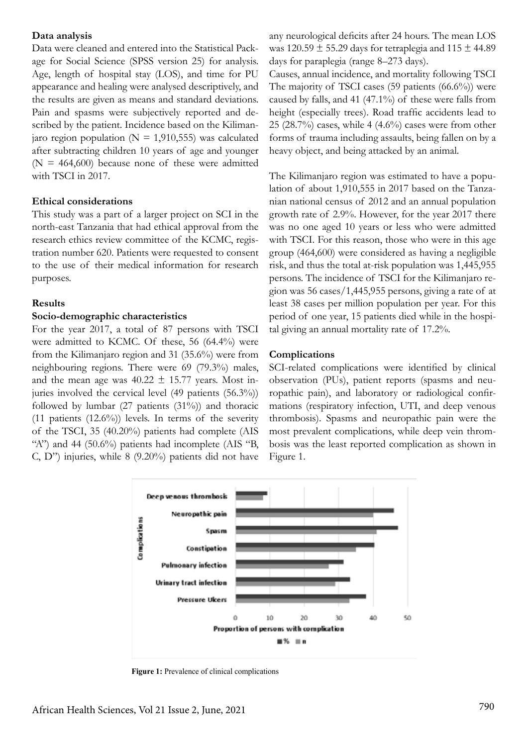### Data analysis

Data were cleaned and entered into the Statistical Package for Social Science (SPSS version 25) for analysis. Age, length of hospital stay (LOS), and time for PU appearance and healing were analysed descriptively, and the results are given as means and standard deviations. Pain and spasms were subjectively reported and described by the patient. Incidence based on the Kilimanjaro region population (N = 1,910,555) was calculated after subtracting children 10 years of age and younger (N = 464,600) because none of these were admitted with TSCI in 2017.

### Ethical considerations

This study was a part of a larger project on SCI in the north-east Tanzania that had ethical approval from the research ethics review committee of the KCMC, registration number 620. Patients were requested to consent to the use of their medical information for research purposes.

## Results

### Socio-demographic characteristics

For the year 2017, a total of 87 persons with TSCI were admitted to KCMC. Of these, 56 (64.4%) were from the Kilimanjaro region and 31 (35.6%) were from neighbouring regions. There were 69 (79.3%) males, and the mean age was 40.22 ± 15.77 years. Most injuries involved the cervical level (49 patients (56.3%)) followed by lumbar (27 patients (31%)) and thoracic (11 patients (12.6%)) levels. In terms of the severity of the TSCI, 35 (40.20%) patients had complete (AIS "A") and 44 (50.6%) patients had incomplete (AIS "B, C, D") injuries, while 8 (9.20%) patients did not have any neurological deficits after 24 hours. The mean LOS was 120.59 ± 55.29 days for tetraplegia and 115 ± 44.89 days for paraplegia (range 8–273 days).

Causes, annual incidence, and mortality following TSCI

The majority of TSCI cases (59 patients (66.6%)) were caused by falls, and 41 (47.1%) of these were falls from height (especially trees). Road traffic accidents lead to 25 (28.7%) cases, while 4 (4.6%) cases were from other forms of trauma including assaults, being fallen on by a heavy object, and being attacked by an animal.

The Kilimanjaro region was estimated to have a population of about 1,910,555 in 2017 based on the Tanzanian national census of 2012 and an annual population growth rate of 2.9%. However, for the year 2017 there was no one aged 10 years or less who were admitted with TSCI. For this reason, those who were in this age group (464,600) were considered as having a negligible risk, and thus the total at-risk population was 1,445,955 persons. The incidence of TSCI for the Kilimanjaro region was 56 cases/1,445,955 persons, giving a rate of at least 38 cases per million population per year. For this period of one year, 15 patients died while in the hospital giving an annual mortality rate of 17.2%.

### Complications

SCI-related complications were identified by clinical observation (PUs), patient reports (spasms and neuropathic pain), and laboratory or radiological confirmations (respiratory infection, UTI, and deep venous thrombosis). Spasms and neuropathic pain were the most prevalent complications, while deep vein thrombosis was the least reported complication as shown in Figure 1.

Complications
Deep venous thrombosis
Neuropathic pain
Spasm
Constipation
Pulmonary infection
Urinary tract infection
Pressure Ulcers
0 10 20 30 40 50
Proportion of persons with complication
■% ■n

**Figure 1:** Prevalence of clinical complications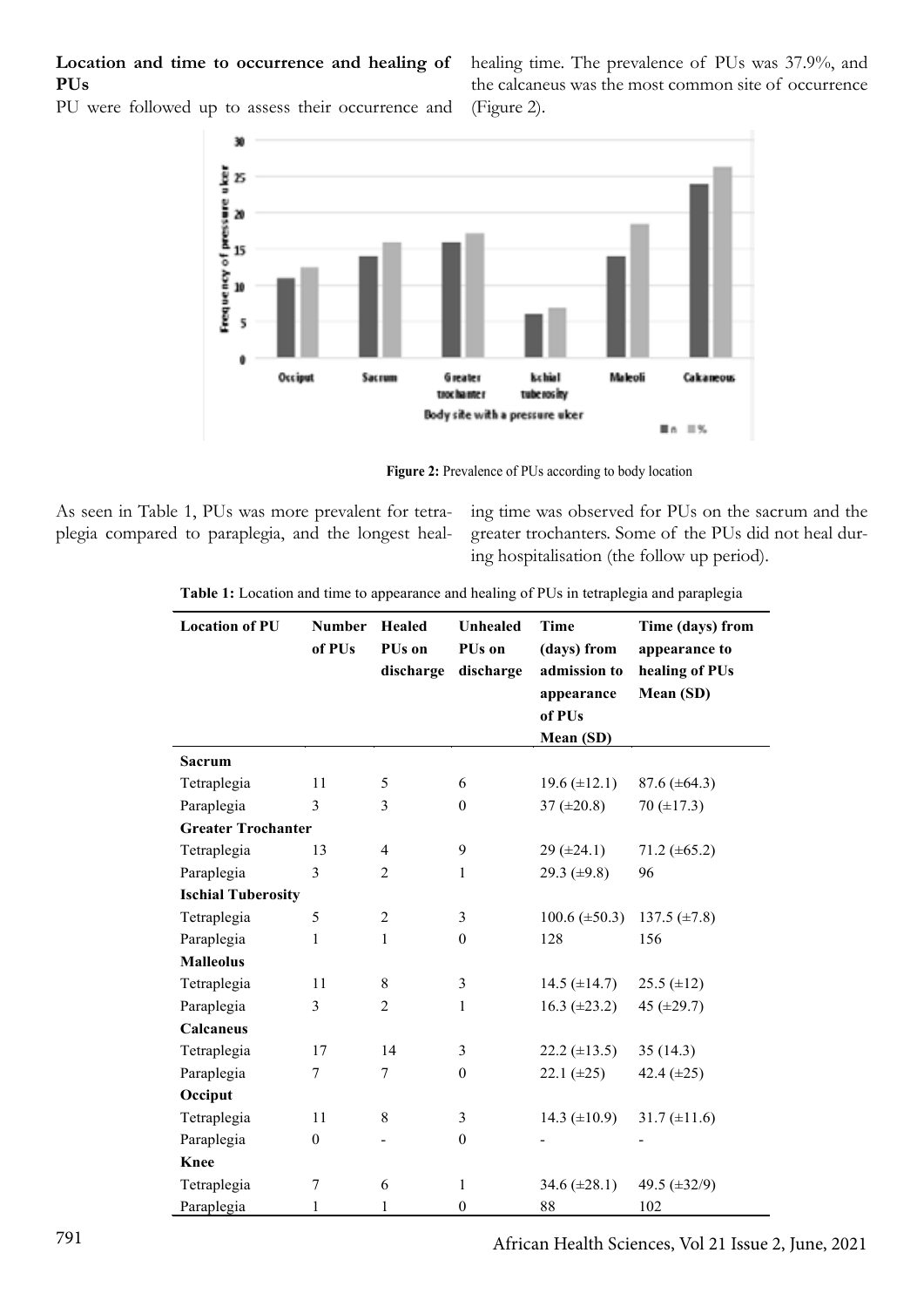### Location and time to occurrence and healing of PUs

PU were followed up to assess their occurrence and healing time. The prevalence of PUs was 37.9%, and the calcaneus was the most common site of occurrence (Figure 2).

Frequency of pressure ulcer

30
25
20
15
10
5
0

Occiput
Sacrum
Greater trochanter
Ischial tuberosity
Maleoli
Calcaneous

Body site with a pressure ulcer

n %

**Figure 2:** Prevalence of PUs according to body location

As seen in Table 1, PUs was more prevalent for tetraplegia compared to paraplegia, and the longest healing time was observed for PUs on the sacrum and the greater trochanters. Some of the PUs did not heal during hospitalisation (the follow up period).

**Table 1:** Location and time to appearance and healing of PUs in tetraplegia and paraplegia

| Location of PU | Number of PUs | Healed PUs on discharge | Unhealed PUs on discharge | Time (days) from admission to appearance of PUs Mean (SD) | Time (days) from appearance to healing of PUs Mean (SD) |
|---|---|---|---|---|---|
| **Sacrum** | | | | | |
| Tetraplegia | 11 | 5 | 6 | 19.6 (±12.1) | 87.6 (±64.3) |
| Paraplegia | 3 | 3 | 0 | 37 (±20.8) | 70 (±17.3) |
| **Greater Trochanter** | | | | | |
| Tetraplegia | 13 | 4 | 9 | 29 (±24.1) | 71.2 (±65.2) |
| Paraplegia | 3 | 2 | 1 | 29.3 (±9.8) | 96 |
| **Ischial Tuberosity** | | | | | |
| Tetraplegia | 5 | 2 | 3 | 100.6 (±50.3) | 137.5 (±7.8) |
| Paraplegia | 1 | 1 | 0 | 128 | 156 |
| **Malleolus** | | | | | |
| Tetraplegia | 11 | 8 | 3 | 14.5 (±14.7) | 25.5 (±12) |
| Paraplegia | 3 | 2 | 1 | 16.3 (±23.2) | 45 (±29.7) |
| **Calcaneus** | | | | | |
| Tetraplegia | 17 | 14 | 3 | 22.2 (±13.5) | 35 (14.3) |
| Paraplegia | 7 | 7 | 0 | 22.1 (±25) | 42.4 (±25) |
| **Occiput** | | | | | |
| Tetraplegia | 11 | 8 | 3 | 14.3 (±10.9) | 31.7 (±11.6) |
| Paraplegia | 0 | - | 0 | - | - |
| **Knee** | | | | | |
| Tetraplegia | 7 | 6 | 1 | 34.6 (±28.1) | 49.5 (±32/9) |
| Paraplegia | 1 | 1 | 0 | 88 | 102 |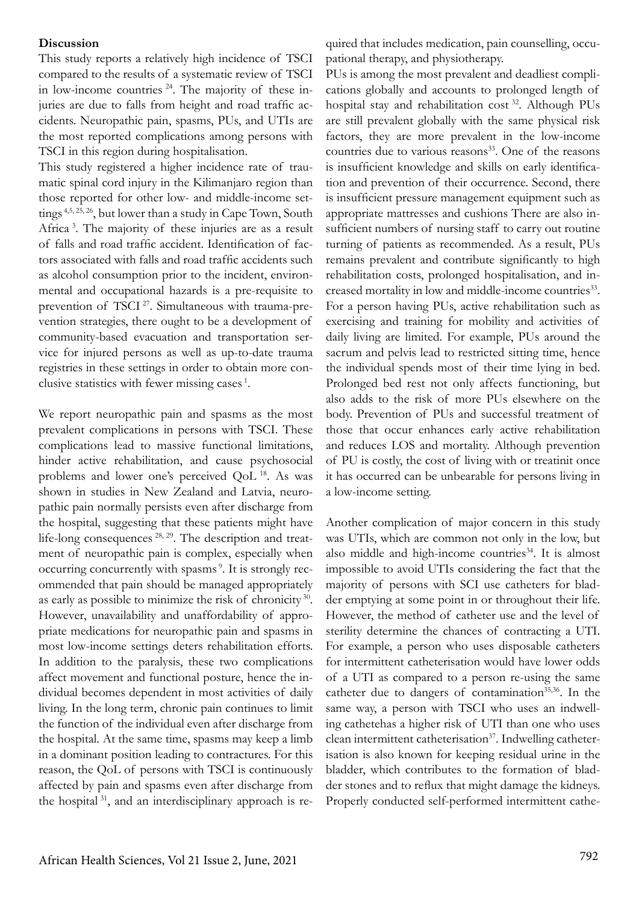**Discussion**

This study reports a relatively high incidence of TSCI compared to the results of a systematic review of TSCI in low-income countries [24]. The majority of these injuries are due to falls from height and road traffic accidents. Neuropathic pain, spasms, PUs, and UTIs are the most reported complications among persons with TSCI in this region during hospitalisation.

This study registered a higher incidence rate of traumatic spinal cord injury in the Kilimanjaro region than those reported for other low- and middle-income settings [4,5, 25, 26], but lower than a study in Cape Town, South Africa [3]. The majority of these injuries are as a result of falls and road traffic accident. Identification of factors associated with falls and road traffic accidents such as alcohol consumption prior to the incident, environmental and occupational hazards is a pre-requisite to prevention of TSCI [27]. Simultaneous with trauma-prevention strategies, there ought to be a development of community-based evacuation and transportation service for injured persons as well as up-to-date trauma registries in these settings in order to obtain more conclusive statistics with fewer missing cases [1].

We report neuropathic pain and spasms as the most prevalent complications in persons with TSCI. These complications lead to massive functional limitations, hinder active rehabilitation, and cause psychosocial problems and lower one's perceived QoL [18]. As was shown in studies in New Zealand and Latvia, neuropathic pain normally persists even after discharge from the hospital, suggesting that these patients might have life-long consequences [28, 29]. The description and treatment of neuropathic pain is complex, especially when occurring concurrently with spasms [9]. It is strongly recommended that pain should be managed appropriately as early as possible to minimize the risk of chronicity [30]. However, unavailability and unaffordability of appropriate medications for neuropathic pain and spasms in most low-income settings deters rehabilitation efforts. In addition to the paralysis, these two complications affect movement and functional posture, hence the individual becomes dependent in most activities of daily living. In the long term, chronic pain continues to limit the function of the individual even after discharge from the hospital. At the same time, spasms may keep a limb in a dominant position leading to contractures. For this reason, the QoL of persons with TSCI is continuously affected by pain and spasms even after discharge from the hospital [31], and an interdisciplinary approach is required that includes medication, pain counselling, occupational therapy, and physiotherapy.

PUs is among the most prevalent and deadliest complications globally and accounts to prolonged length of hospital stay and rehabilitation cost [32]. Although PUs are still prevalent globally with the same physical risk factors, they are more prevalent in the low-income countries due to various reasons[33]. One of the reasons is insufficient knowledge and skills on early identification and prevention of their occurrence. Second, there is insufficient pressure management equipment such as appropriate mattresses and cushions There are also insufficient numbers of nursing staff to carry out routine turning of patients as recommended. As a result, PUs remains prevalent and contribute significantly to high rehabilitation costs, prolonged hospitalisation, and increased mortality in low and middle-income countries[33]. For a person having PUs, active rehabilitation such as exercising and training for mobility and activities of daily living are limited. For example, PUs around the sacrum and pelvis lead to restricted sitting time, hence the individual spends most of their time lying in bed. Prolonged bed rest not only affects functioning, but also adds to the risk of more PUs elsewhere on the body. Prevention of PUs and successful treatment of those that occur enhances early active rehabilitation and reduces LOS and mortality. Although prevention of PU is costly, the cost of living with or treatinit once it has occurred can be unbearable for persons living in a low-income setting.

Another complication of major concern in this study was UTIs, which are common not only in the low, but also middle and high-income countries[34]. It is almost impossible to avoid UTIs considering the fact that the majority of persons with SCI use catheters for bladder emptying at some point in or throughout their life. However, the method of catheter use and the level of sterility determine the chances of contracting a UTI. For example, a person who uses disposable catheters for intermittent catheterisation would have lower odds of a UTI as compared to a person re-using the same catheter due to dangers of contamination[35,36]. In the same way, a person with TSCI who uses an indwelling cathetehas a higher risk of UTI than one who uses clean intermittent catheterisation[37]. Indwelling catheterisation is also known for keeping residual urine in the bladder, which contributes to the formation of bladder stones and to reflux that might damage the kidneys. Properly conducted self-performed intermittent cathe-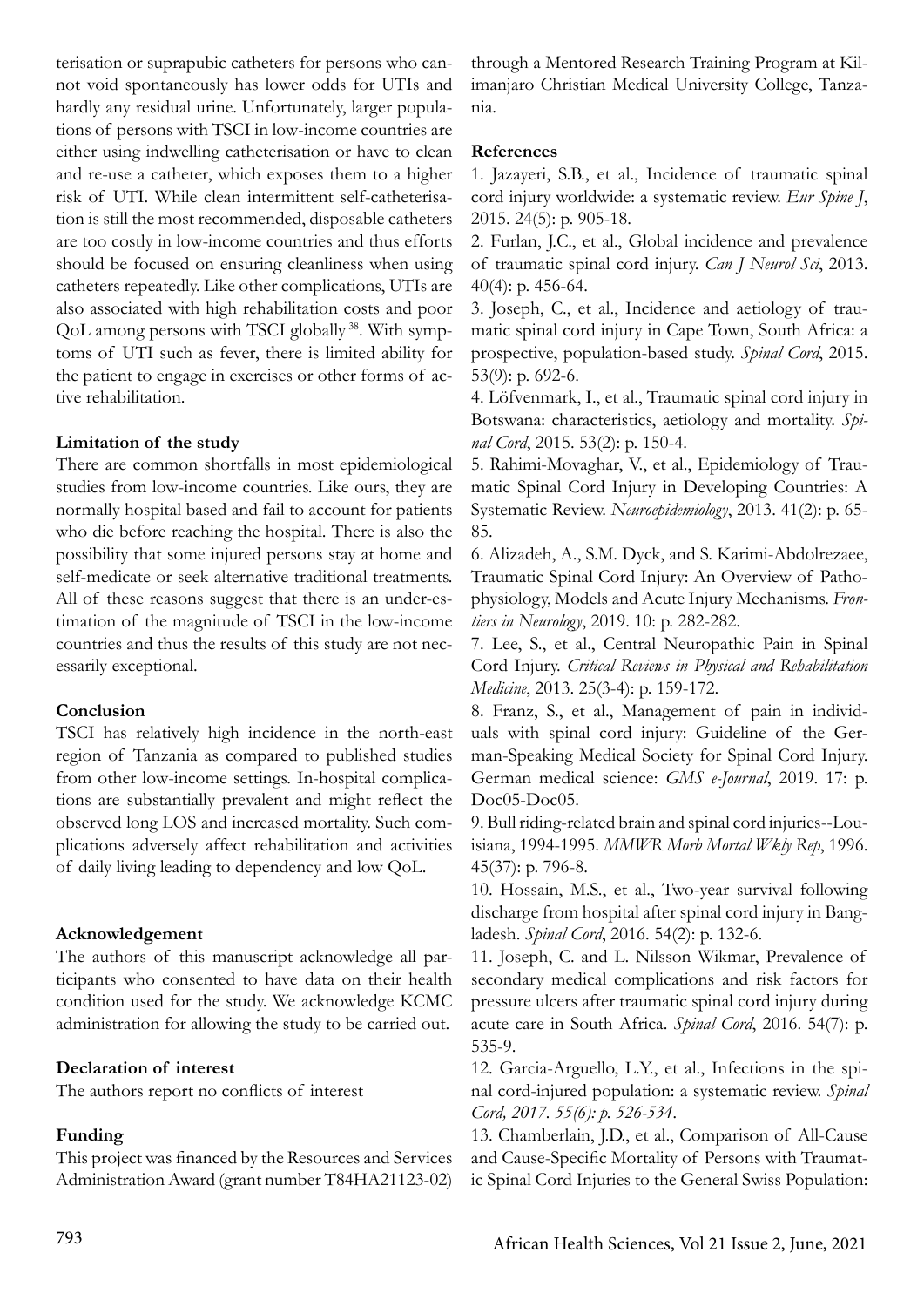terisation or suprapubic catheters for persons who cannot void spontaneously has lower odds for UTIs and hardly any residual urine. Unfortunately, larger populations of persons with TSCI in low-income countries are either using indwelling catheterisation or have to clean and re-use a catheter, which exposes them to a higher risk of UTI. While clean intermittent self-catheterisation is still the most recommended, disposable catheters are too costly in low-income countries and thus efforts should be focused on ensuring cleanliness when using catheters repeatedly. Like other complications, UTIs are also associated with high rehabilitation costs and poor QoL among persons with TSCI globally [38]. With symptoms of UTI such as fever, there is limited ability for the patient to engage in exercises or other forms of active rehabilitation.

**Limitation of the study**

There are common shortfalls in most epidemiological studies from low-income countries. Like ours, they are normally hospital based and fail to account for patients who die before reaching the hospital. There is also the possibility that some injured persons stay at home and self-medicate or seek alternative traditional treatments. All of these reasons suggest that there is an under-estimation of the magnitude of TSCI in the low-income countries and thus the results of this study are not necessarily exceptional.

**Conclusion**

TSCI has relatively high incidence in the north-east region of Tanzania as compared to published studies from other low-income settings. In-hospital complications are substantially prevalent and might reflect the observed long LOS and increased mortality. Such complications adversely affect rehabilitation and activities of daily living leading to dependency and low QoL.

**Acknowledgement**

The authors of this manuscript acknowledge all participants who consented to have data on their health condition used for the study. We acknowledge KCMC administration for allowing the study to be carried out.

**Declaration of interest**

The authors report no conflicts of interest

**Funding**

This project was financed by the Resources and Services Administration Award (grant number T84HA21123-02) through a Mentored Research Training Program at Kilimanjaro Christian Medical University College, Tanzania.

**References**

1. Jazayeri, S.B., et al., Incidence of traumatic spinal cord injury worldwide: a systematic review. *Eur Spine J*, 2015. 24(5): p. 905-18.
2. Furlan, J.C., et al., Global incidence and prevalence of traumatic spinal cord injury. *Can J Neurol Sci*, 2013. 40(4): p. 456-64.
3. Joseph, C., et al., Incidence and aetiology of traumatic spinal cord injury in Cape Town, South Africa: a prospective, population-based study. *Spinal Cord*, 2015. 53(9): p. 692-6.
4. Löfvenmark, I., et al., Traumatic spinal cord injury in Botswana: characteristics, aetiology and mortality. *Spinal Cord*, 2015. 53(2): p. 150-4.
5. Rahimi-Movaghar, V., et al., Epidemiology of Traumatic Spinal Cord Injury in Developing Countries: A Systematic Review. *Neuroepidemiology*, 2013. 41(2): p. 65-85.
6. Alizadeh, A., S.M. Dyck, and S. Karimi-Abdolrezaee, Traumatic Spinal Cord Injury: An Overview of Pathophysiology, Models and Acute Injury Mechanisms. *Frontiers in Neurology*, 2019. 10: p. 282-282.
7. Lee, S., et al., Central Neuropathic Pain in Spinal Cord Injury. *Critical Reviews in Physical and Rehabilitation Medicine*, 2013. 25(3-4): p. 159-172.
8. Franz, S., et al., Management of pain in individuals with spinal cord injury: Guideline of the German-Speaking Medical Society for Spinal Cord Injury. German medical science: *GMS e-Journal*, 2019. 17: p. Doc05-Doc05.
9. Bull riding-related brain and spinal cord injuries--Louisiana, 1994-1995. *MMWR Morb Mortal Wkly Rep*, 1996. 45(37): p. 796-8.
10. Hossain, M.S., et al., Two-year survival following discharge from hospital after spinal cord injury in Bangladesh. *Spinal Cord*, 2016. 54(2): p. 132-6.
11. Joseph, C. and L. Nilsson Wikmar, Prevalence of secondary medical complications and risk factors for pressure ulcers after traumatic spinal cord injury during acute care in South Africa. *Spinal Cord*, 2016. 54(7): p. 535-9.
12. Garcia-Arguello, L.Y., et al., Infections in the spinal cord-injured population: a systematic review. *Spinal Cord, 2017. 55(6): p. 526-534*.
13. Chamberlain, J.D., et al., Comparison of All-Cause and Cause-Specific Mortality of Persons with Traumatic Spinal Cord Injuries to the General Swiss Population: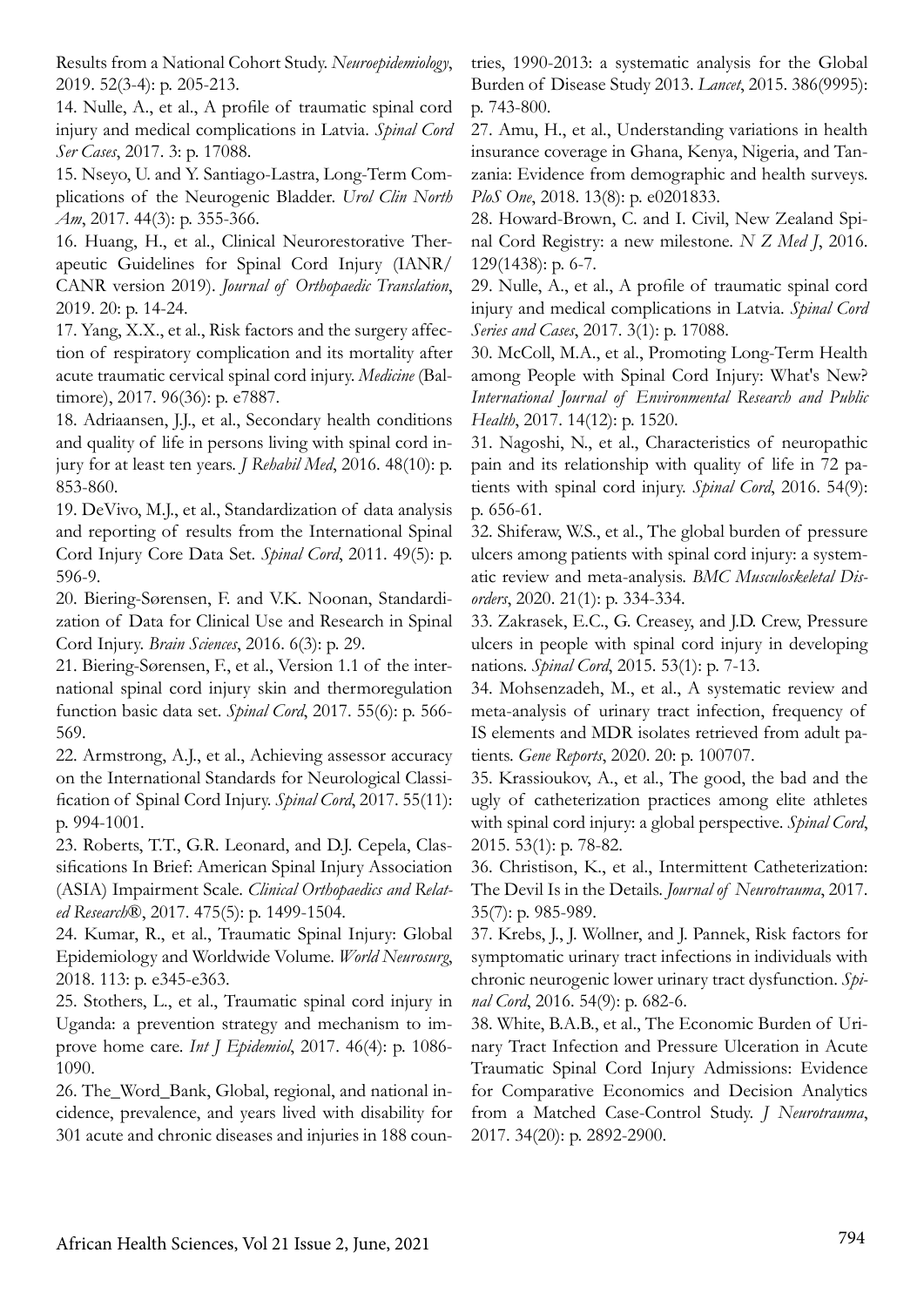Results from a National Cohort Study. *Neuroepidemiology*, 2019. 52(3-4): p. 205-213.

14. Nulle, A., et al., A profile of traumatic spinal cord injury and medical complications in Latvia. *Spinal Cord Ser Cases*, 2017. 3: p. 17088.

15. Nseyo, U. and Y. Santiago-Lastra, Long-Term Complications of the Neurogenic Bladder. *Urol Clin North Am*, 2017. 44(3): p. 355-366.

16. Huang, H., et al., Clinical Neurorestorative Therapeutic Guidelines for Spinal Cord Injury (IANR/CANR version 2019). *Journal of Orthopaedic Translation*, 2019. 20: p. 14-24.

17. Yang, X.X., et al., Risk factors and the surgery affection of respiratory complication and its mortality after acute traumatic cervical spinal cord injury. *Medicine* (Baltimore), 2017. 96(36): p. e7887.

18. Adriaansen, J.J., et al., Secondary health conditions and quality of life in persons living with spinal cord injury for at least ten years. *J Rehabil Med*, 2016. 48(10): p. 853-860.

19. DeVivo, M.J., et al., Standardization of data analysis and reporting of results from the International Spinal Cord Injury Core Data Set. *Spinal Cord*, 2011. 49(5): p. 596-9.

20. Biering-Sørensen, F. and V.K. Noonan, Standardization of Data for Clinical Use and Research in Spinal Cord Injury. *Brain Sciences*, 2016. 6(3): p. 29.

21. Biering-Sørensen, F., et al., Version 1.1 of the international spinal cord injury skin and thermoregulation function basic data set. *Spinal Cord*, 2017. 55(6): p. 566-569.

22. Armstrong, A.J., et al., Achieving assessor accuracy on the International Standards for Neurological Classification of Spinal Cord Injury. *Spinal Cord*, 2017. 55(11): p. 994-1001.

23. Roberts, T.T., G.R. Leonard, and D.J. Cepela, Classifications In Brief: American Spinal Injury Association (ASIA) Impairment Scale. *Clinical Orthopaedics and Related Research®*, 2017. 475(5): p. 1499-1504.

24. Kumar, R., et al., Traumatic Spinal Injury: Global Epidemiology and Worldwide Volume. *World Neurosurg*, 2018. 113: p. e345-e363.

25. Stothers, L., et al., Traumatic spinal cord injury in Uganda: a prevention strategy and mechanism to improve home care. *Int J Epidemiol*, 2017. 46(4): p. 1086-1090.

26. The_Word_Bank, Global, regional, and national incidence, prevalence, and years lived with disability for 301 acute and chronic diseases and injuries in 188 countries, 1990-2013: a systematic analysis for the Global Burden of Disease Study 2013. *Lancet*, 2015. 386(9995): p. 743-800.

27. Amu, H., et al., Understanding variations in health insurance coverage in Ghana, Kenya, Nigeria, and Tanzania: Evidence from demographic and health surveys. *PloS One*, 2018. 13(8): p. e0201833.

28. Howard-Brown, C. and I. Civil, New Zealand Spinal Cord Registry: a new milestone. *N Z Med J*, 2016. 129(1438): p. 6-7.

29. Nulle, A., et al., A profile of traumatic spinal cord injury and medical complications in Latvia. *Spinal Cord Series and Cases*, 2017. 3(1): p. 17088.

30. McColl, M.A., et al., Promoting Long-Term Health among People with Spinal Cord Injury: What's New? *International Journal of Environmental Research and Public Health*, 2017. 14(12): p. 1520.

31. Nagoshi, N., et al., Characteristics of neuropathic pain and its relationship with quality of life in 72 patients with spinal cord injury. *Spinal Cord*, 2016. 54(9): p. 656-61.

32. Shiferaw, W.S., et al., The global burden of pressure ulcers among patients with spinal cord injury: a systematic review and meta-analysis. *BMC Musculoskeletal Disorders*, 2020. 21(1): p. 334-334.

33. Zakrasek, E.C., G. Creasey, and J.D. Crew, Pressure ulcers in people with spinal cord injury in developing nations. *Spinal Cord*, 2015. 53(1): p. 7-13.

34. Mohsenzadeh, M., et al., A systematic review and meta-analysis of urinary tract infection, frequency of IS elements and MDR isolates retrieved from adult patients. *Gene Reports*, 2020. 20: p. 100707.

35. Krassioukov, A., et al., The good, the bad and the ugly of catheterization practices among elite athletes with spinal cord injury: a global perspective. *Spinal Cord*, 2015. 53(1): p. 78-82.

36. Christison, K., et al., Intermittent Catheterization: The Devil Is in the Details. *Journal of Neurotrauma*, 2017. 35(7): p. 985-989.

37. Krebs, J., J. Wollner, and J. Pannek, Risk factors for symptomatic urinary tract infections in individuals with chronic neurogenic lower urinary tract dysfunction. *Spinal Cord*, 2016. 54(9): p. 682-6.

38. White, B.A.B., et al., The Economic Burden of Urinary Tract Infection and Pressure Ulceration in Acute Traumatic Spinal Cord Injury Admissions: Evidence for Comparative Economics and Decision Analytics from a Matched Case-Control Study. *J Neurotrauma*, 2017. 34(20): p. 2892-2900.